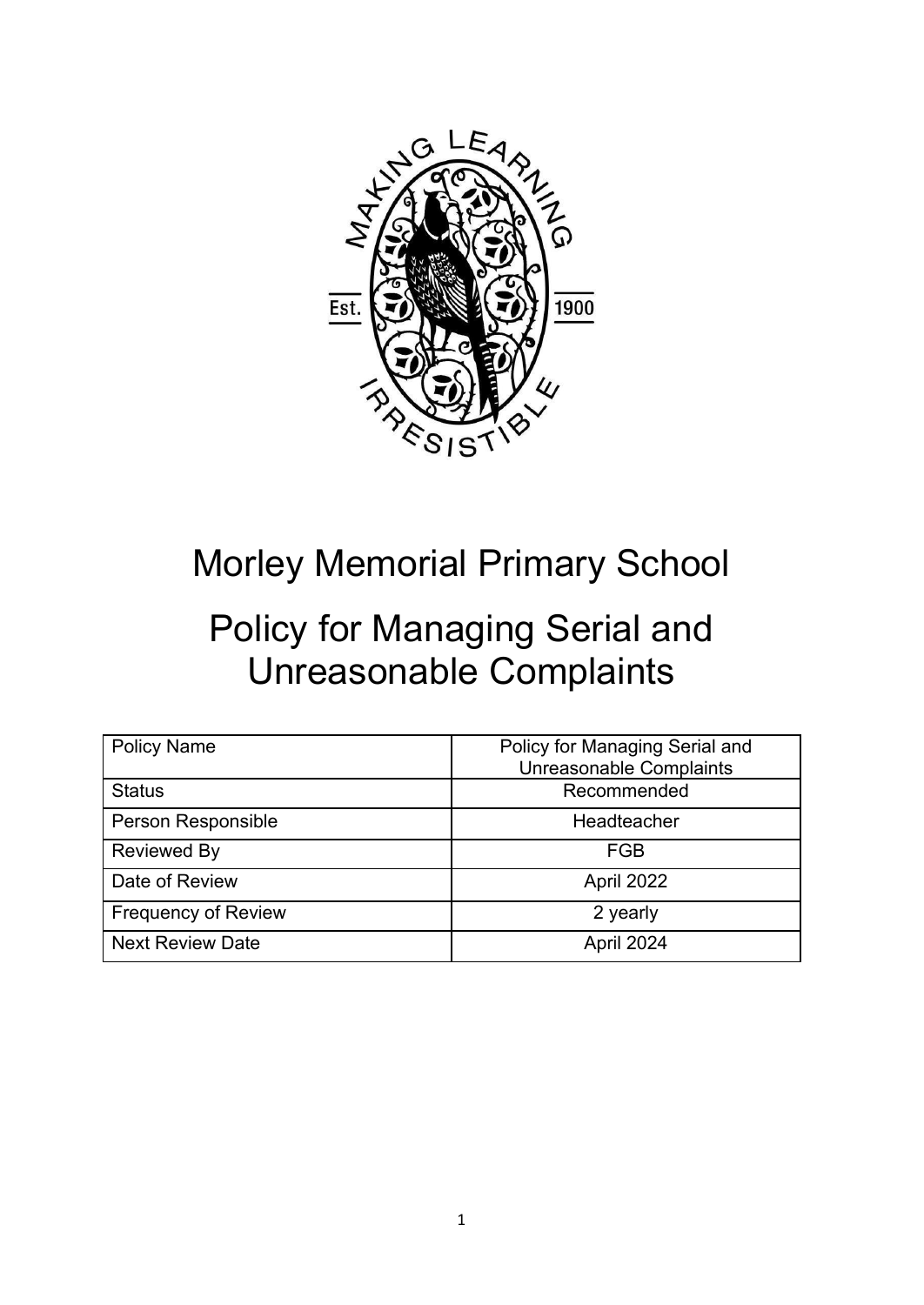# Morley Memorial Primary School

## Policy for Managing Serial and Unreasonable Complaints

| Policy Name | Policy for Managing Serial and Unreasonable Complaints |
|---|---|
| Status | Recommended |
| Person Responsible | Headteacher |
| Reviewed By | FGB |
| Date of Review | April 2022 |
| Frequency of Review | 2 yearly |
| Next Review Date | April 2024 |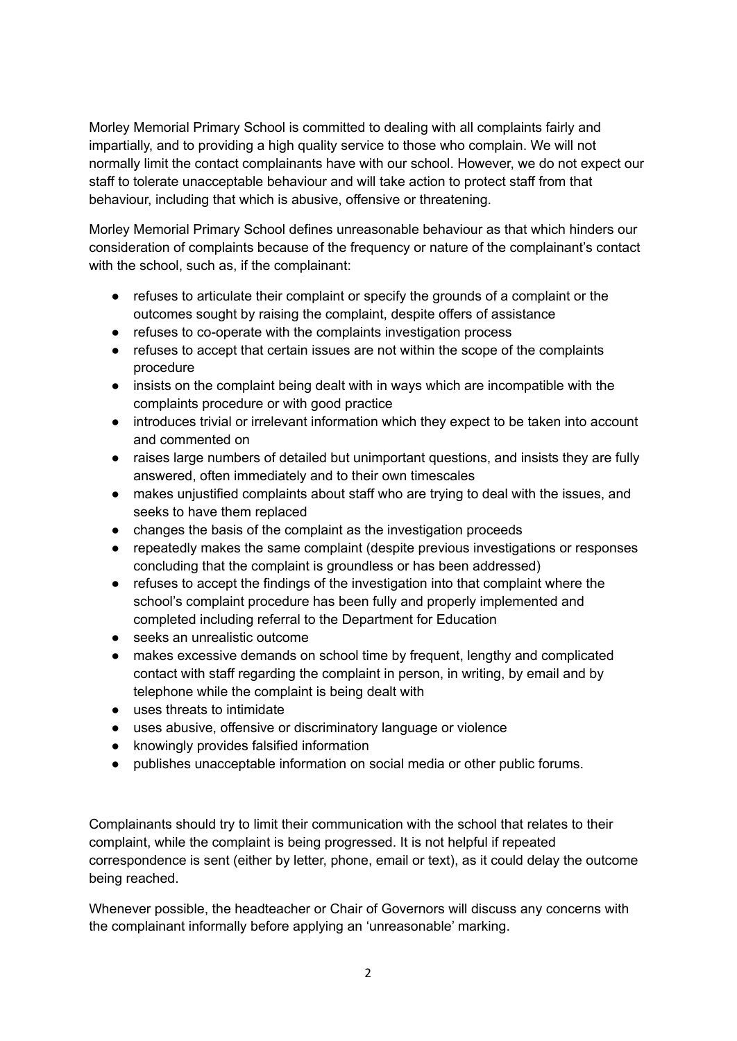Morley Memorial Primary School is committed to dealing with all complaints fairly and impartially, and to providing a high quality service to those who complain. We will not normally limit the contact complainants have with our school. However, we do not expect our staff to tolerate unacceptable behaviour and will take action to protect staff from that behaviour, including that which is abusive, offensive or threatening.

Morley Memorial Primary School defines unreasonable behaviour as that which hinders our consideration of complaints because of the frequency or nature of the complainant's contact with the school, such as, if the complainant:

- refuses to articulate their complaint or specify the grounds of a complaint or the outcomes sought by raising the complaint, despite offers of assistance
- refuses to co-operate with the complaints investigation process
- refuses to accept that certain issues are not within the scope of the complaints procedure
- insists on the complaint being dealt with in ways which are incompatible with the complaints procedure or with good practice
- introduces trivial or irrelevant information which they expect to be taken into account and commented on
- raises large numbers of detailed but unimportant questions, and insists they are fully answered, often immediately and to their own timescales
- makes unjustified complaints about staff who are trying to deal with the issues, and seeks to have them replaced
- changes the basis of the complaint as the investigation proceeds
- repeatedly makes the same complaint (despite previous investigations or responses concluding that the complaint is groundless or has been addressed)
- refuses to accept the findings of the investigation into that complaint where the school's complaint procedure has been fully and properly implemented and completed including referral to the Department for Education
- seeks an unrealistic outcome
- makes excessive demands on school time by frequent, lengthy and complicated contact with staff regarding the complaint in person, in writing, by email and by telephone while the complaint is being dealt with
- uses threats to intimidate
- uses abusive, offensive or discriminatory language or violence
- knowingly provides falsified information
- publishes unacceptable information on social media or other public forums.

Complainants should try to limit their communication with the school that relates to their complaint, while the complaint is being progressed. It is not helpful if repeated correspondence is sent (either by letter, phone, email or text), as it could delay the outcome being reached.

Whenever possible, the headteacher or Chair of Governors will discuss any concerns with the complainant informally before applying an 'unreasonable' marking.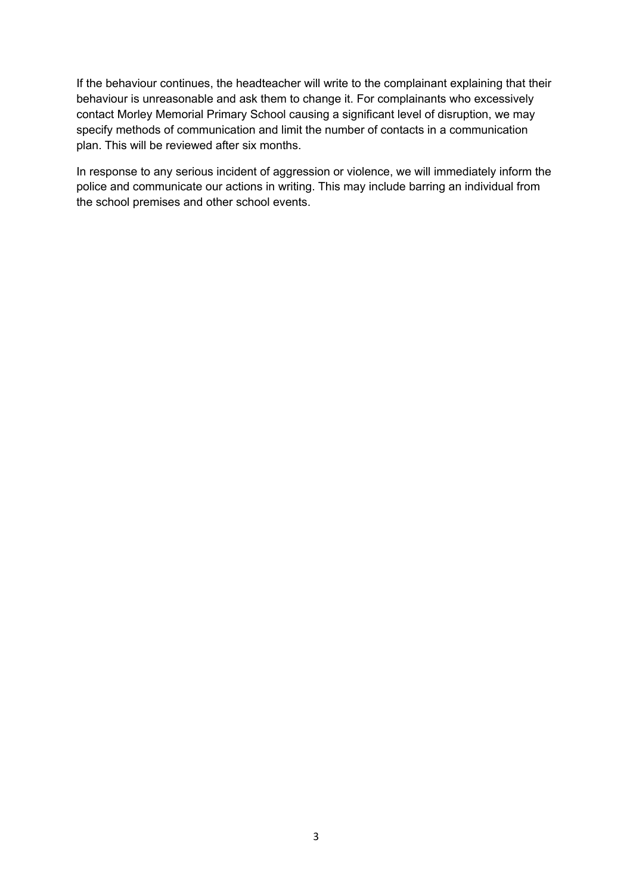If the behaviour continues, the headteacher will write to the complainant explaining that their behaviour is unreasonable and ask them to change it. For complainants who excessively contact Morley Memorial Primary School causing a significant level of disruption, we may specify methods of communication and limit the number of contacts in a communication plan. This will be reviewed after six months.

In response to any serious incident of aggression or violence, we will immediately inform the police and communicate our actions in writing. This may include barring an individual from the school premises and other school events.